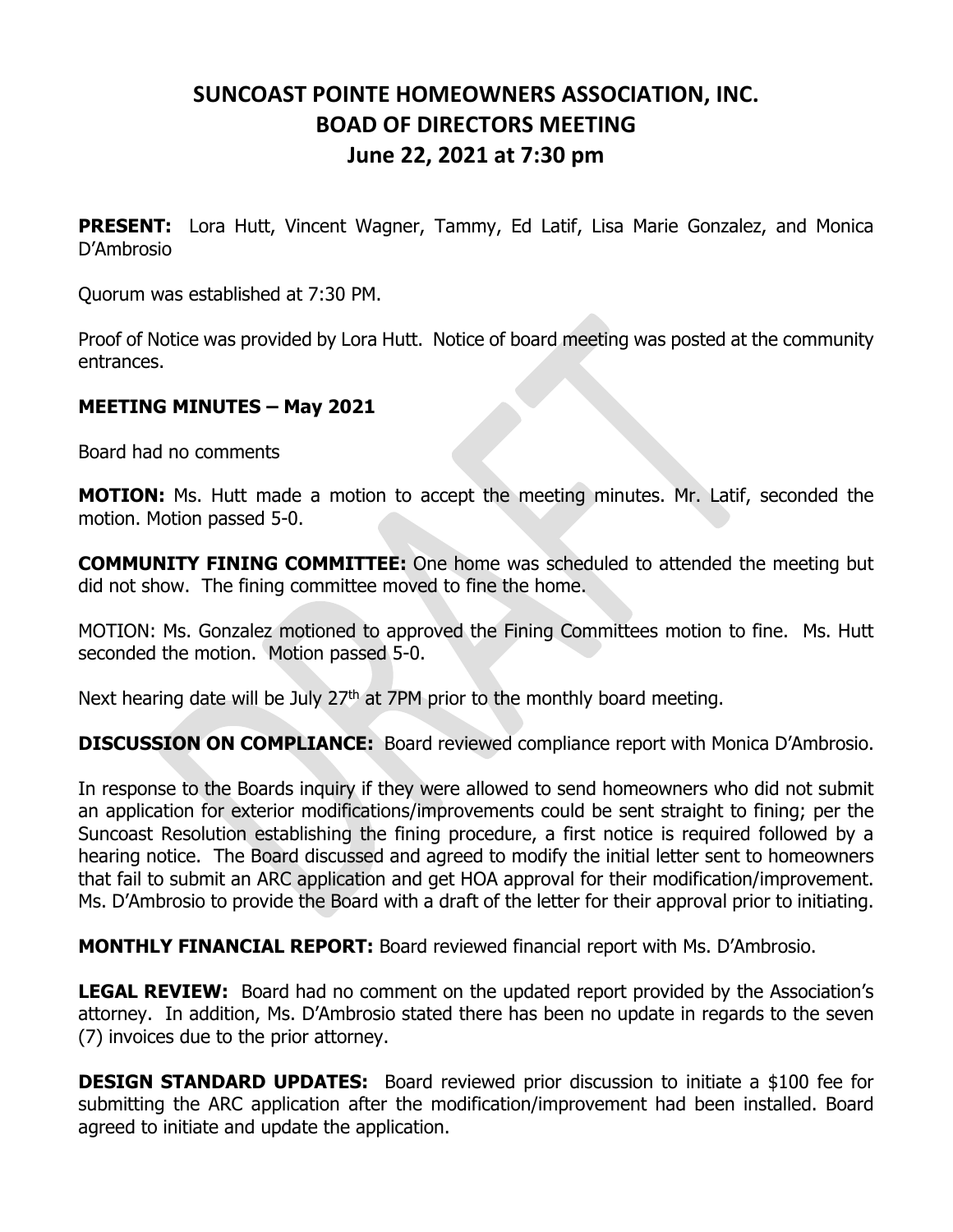# SUNCOAST POINTE HOMEOWNERS ASSOCIATION, INC.
# BOAD OF DIRECTORS MEETING
# June 22, 2021 at 7:30 pm

**PRESENT:** Lora Hutt, Vincent Wagner, Tammy, Ed Latif, Lisa Marie Gonzalez, and Monica D'Ambrosio

Quorum was established at 7:30 PM.

Proof of Notice was provided by Lora Hutt. Notice of board meeting was posted at the community entrances.

**MEETING MINUTES – May 2021**

Board had no comments

**MOTION:** Ms. Hutt made a motion to accept the meeting minutes. Mr. Latif, seconded the motion. Motion passed 5-0.

**COMMUNITY FINING COMMITTEE:** One home was scheduled to attended the meeting but did not show. The fining committee moved to fine the home.

MOTION: Ms. Gonzalez motioned to approved the Fining Committees motion to fine. Ms. Hutt seconded the motion. Motion passed 5-0.

Next hearing date will be July 27th at 7PM prior to the monthly board meeting.

**DISCUSSION ON COMPLIANCE:** Board reviewed compliance report with Monica D'Ambrosio.

In response to the Boards inquiry if they were allowed to send homeowners who did not submit an application for exterior modifications/improvements could be sent straight to fining; per the Suncoast Resolution establishing the fining procedure, a first notice is required followed by a hearing notice. The Board discussed and agreed to modify the initial letter sent to homeowners that fail to submit an ARC application and get HOA approval for their modification/improvement. Ms. D'Ambrosio to provide the Board with a draft of the letter for their approval prior to initiating.

**MONTHLY FINANCIAL REPORT:** Board reviewed financial report with Ms. D'Ambrosio.

**LEGAL REVIEW:** Board had no comment on the updated report provided by the Association's attorney. In addition, Ms. D'Ambrosio stated there has been no update in regards to the seven (7) invoices due to the prior attorney.

**DESIGN STANDARD UPDATES:** Board reviewed prior discussion to initiate a $100 fee for submitting the ARC application after the modification/improvement had been installed. Board agreed to initiate and update the application.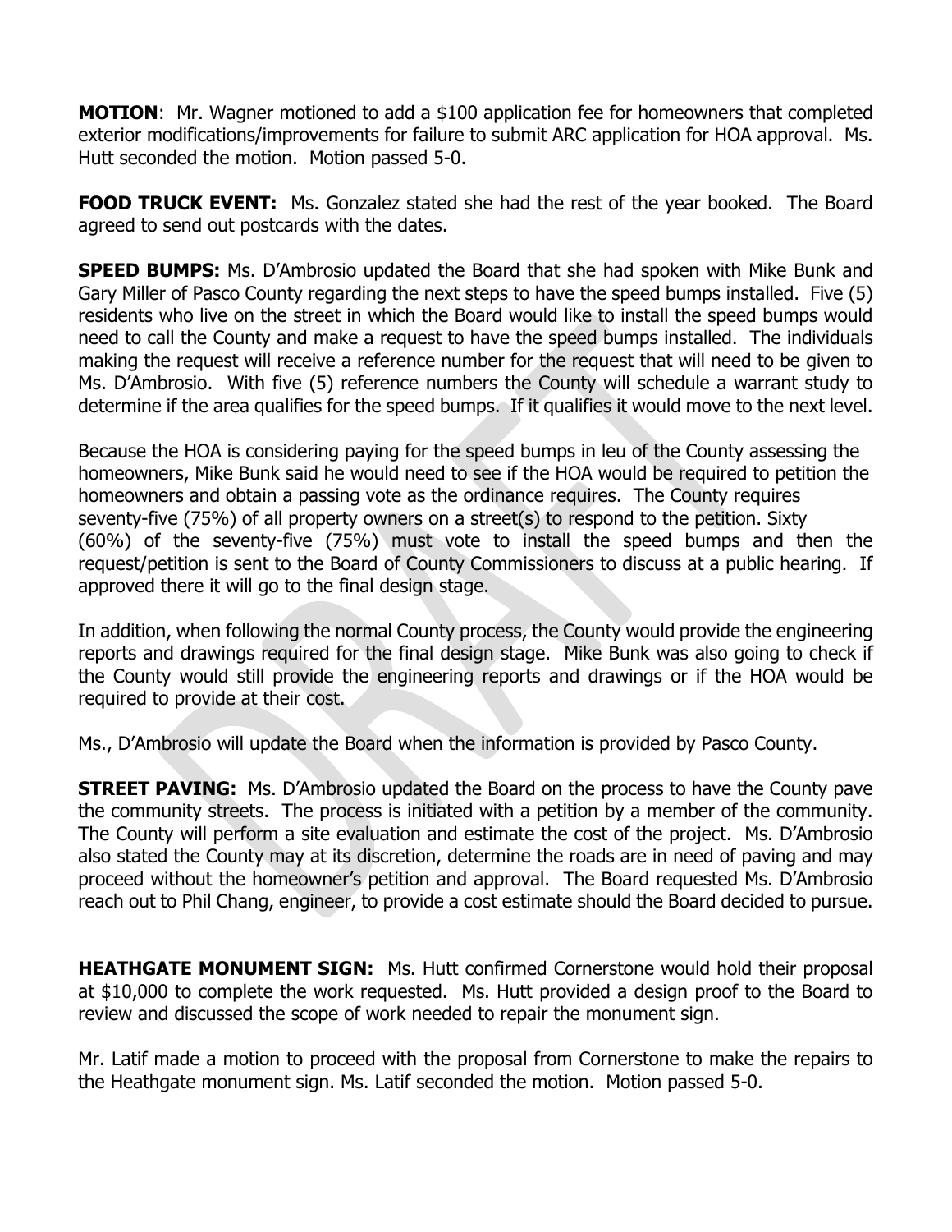**MOTION**: Mr. Wagner motioned to add a $100 application fee for homeowners that completed exterior modifications/improvements for failure to submit ARC application for HOA approval. Ms. Hutt seconded the motion. Motion passed 5-0.

**FOOD TRUCK EVENT:** Ms. Gonzalez stated she had the rest of the year booked. The Board agreed to send out postcards with the dates.

**SPEED BUMPS:** Ms. D'Ambrosio updated the Board that she had spoken with Mike Bunk and Gary Miller of Pasco County regarding the next steps to have the speed bumps installed. Five (5) residents who live on the street in which the Board would like to install the speed bumps would need to call the County and make a request to have the speed bumps installed. The individuals making the request will receive a reference number for the request that will need to be given to Ms. D'Ambrosio. With five (5) reference numbers the County will schedule a warrant study to determine if the area qualifies for the speed bumps. If it qualifies it would move to the next level.

Because the HOA is considering paying for the speed bumps in leu of the County assessing the homeowners, Mike Bunk said he would need to see if the HOA would be required to petition the homeowners and obtain a passing vote as the ordinance requires. The County requires seventy-five (75%) of all property owners on a street(s) to respond to the petition. Sixty (60%) of the seventy-five (75%) must vote to install the speed bumps and then the request/petition is sent to the Board of County Commissioners to discuss at a public hearing. If approved there it will go to the final design stage.

In addition, when following the normal County process, the County would provide the engineering reports and drawings required for the final design stage. Mike Bunk was also going to check if the County would still provide the engineering reports and drawings or if the HOA would be required to provide at their cost.

Ms., D'Ambrosio will update the Board when the information is provided by Pasco County.

**STREET PAVING:** Ms. D'Ambrosio updated the Board on the process to have the County pave the community streets. The process is initiated with a petition by a member of the community. The County will perform a site evaluation and estimate the cost of the project. Ms. D'Ambrosio also stated the County may at its discretion, determine the roads are in need of paving and may proceed without the homeowner's petition and approval. The Board requested Ms. D'Ambrosio reach out to Phil Chang, engineer, to provide a cost estimate should the Board decided to pursue.

**HEATHGATE MONUMENT SIGN:** Ms. Hutt confirmed Cornerstone would hold their proposal at $10,000 to complete the work requested. Ms. Hutt provided a design proof to the Board to review and discussed the scope of work needed to repair the monument sign.

Mr. Latif made a motion to proceed with the proposal from Cornerstone to make the repairs to the Heathgate monument sign. Ms. Latif seconded the motion. Motion passed 5-0.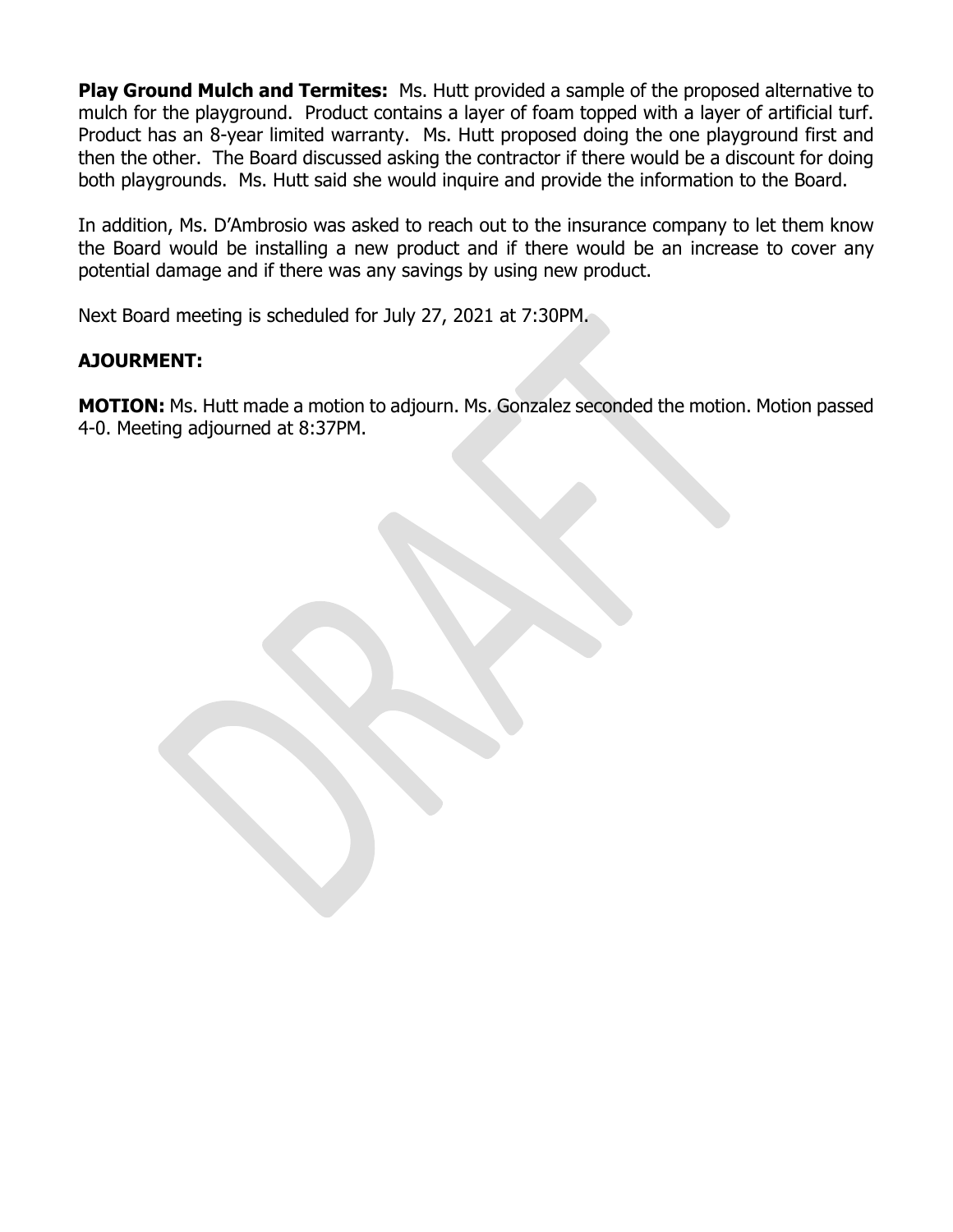**Play Ground Mulch and Termites:** Ms. Hutt provided a sample of the proposed alternative to mulch for the playground. Product contains a layer of foam topped with a layer of artificial turf. Product has an 8-year limited warranty. Ms. Hutt proposed doing the one playground first and then the other. The Board discussed asking the contractor if there would be a discount for doing both playgrounds. Ms. Hutt said she would inquire and provide the information to the Board.

In addition, Ms. D'Ambrosio was asked to reach out to the insurance company to let them know the Board would be installing a new product and if there would be an increase to cover any potential damage and if there was any savings by using new product.

Next Board meeting is scheduled for July 27, 2021 at 7:30PM.

**AJOURMENT:**

**MOTION:** Ms. Hutt made a motion to adjourn. Ms. Gonzalez seconded the motion. Motion passed 4-0. Meeting adjourned at 8:37PM.